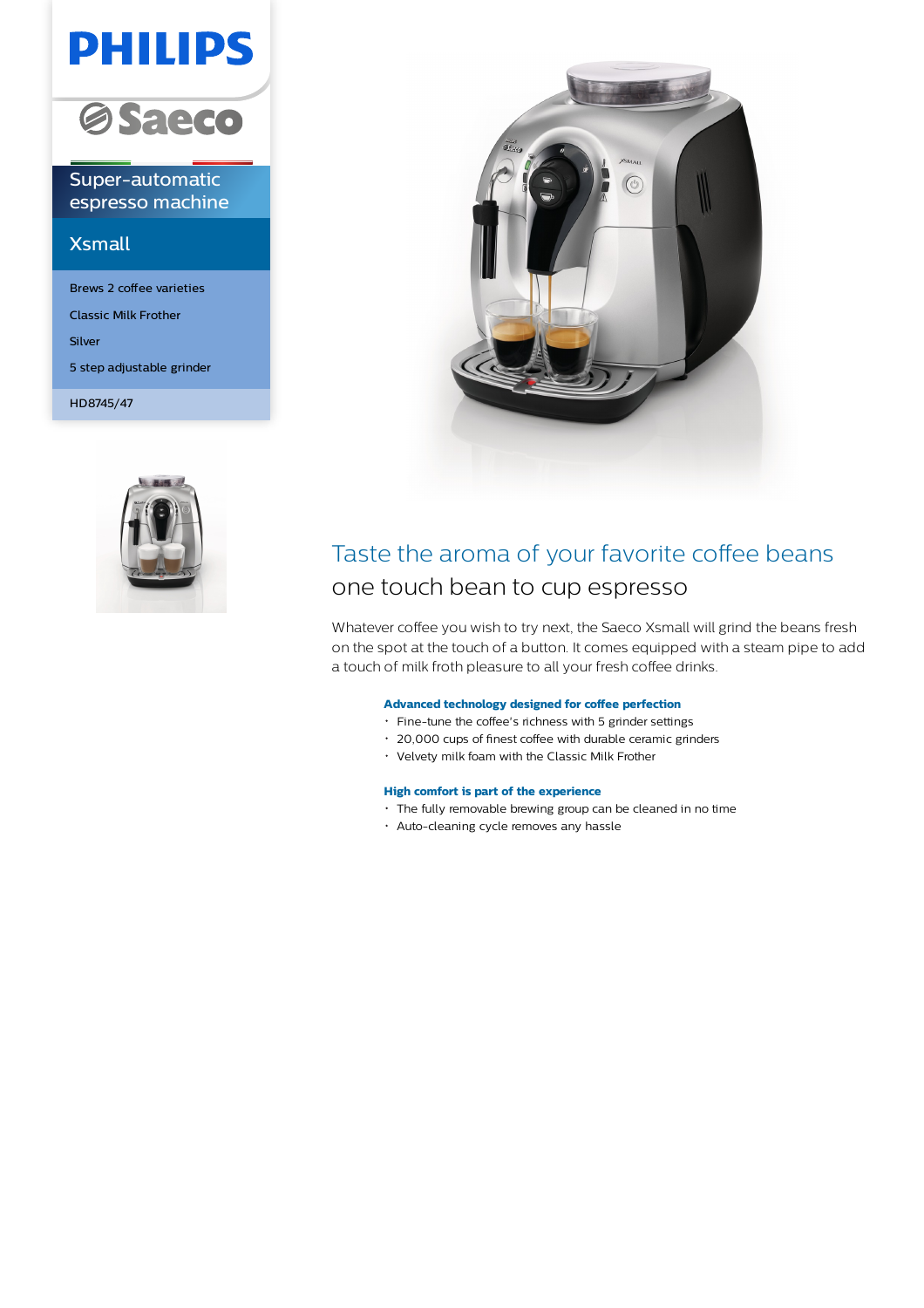PHILIPS

Saeco

Super-automatic espresso machine

## Xsmall

Brews 2 coffee varieties

Classic Milk Frother

Silver

5 step adjustable grinder

HD8745/47

# Taste the aroma of your favorite coffee beans

## one touch bean to cup espresso

Whatever coffee you wish to try next, the Saeco Xsmall will grind the beans fresh on the spot at the touch of a button. It comes equipped with a steam pipe to add a touch of milk froth pleasure to all your fresh coffee drinks.

**Advanced technology designed for coffee perfection**

- Fine-tune the coffee's richness with 5 grinder settings
- 20,000 cups of finest coffee with durable ceramic grinders
- Velvety milk foam with the Classic Milk Frother

**High comfort is part of the experience**

- The fully removable brewing group can be cleaned in no time
- Auto-cleaning cycle removes any hassle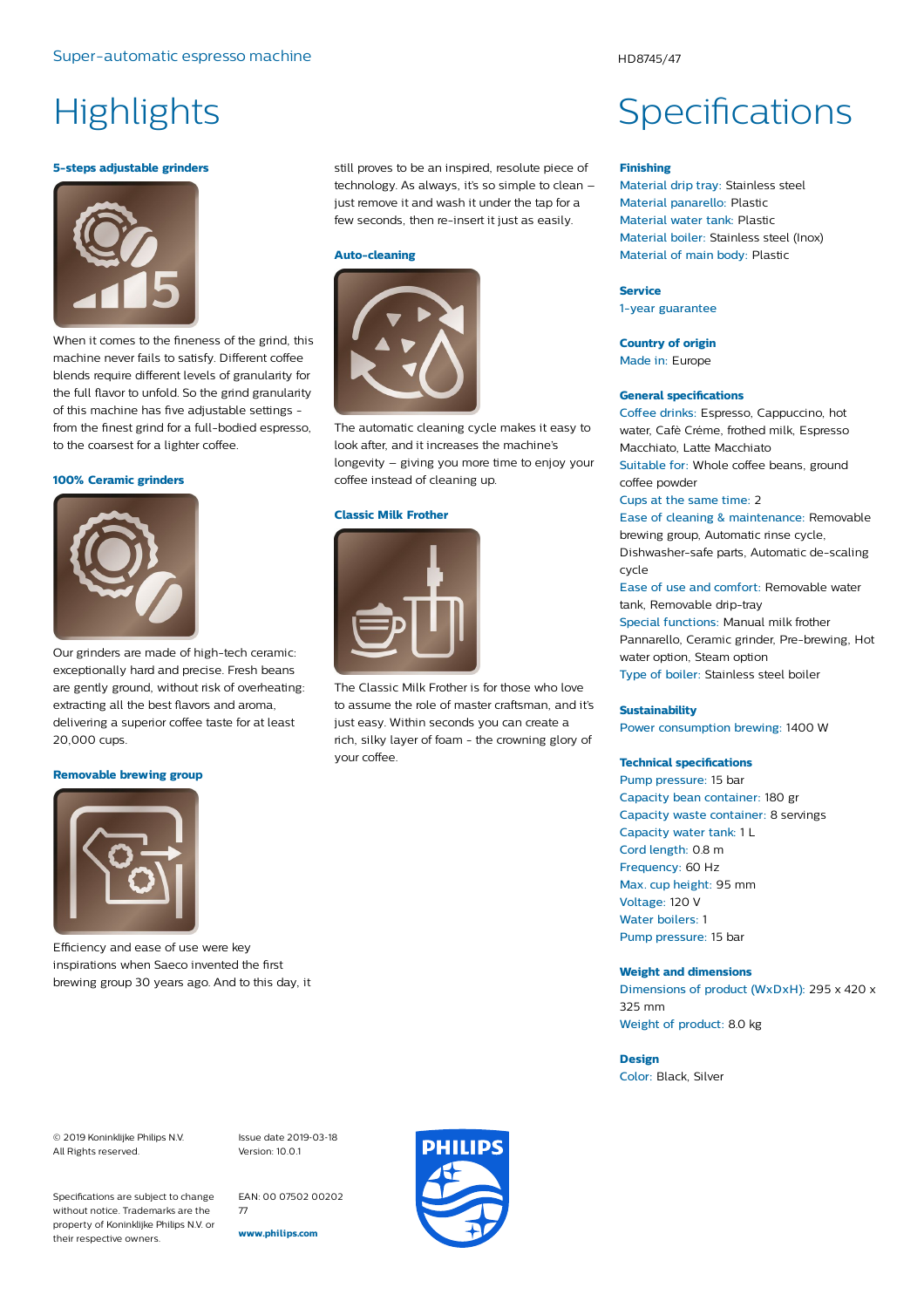Super-automatic espresso machine

HD8745/47

# Highlights

### 5-steps adjustable grinders

When it comes to the fineness of the grind, this machine never fails to satisfy. Different coffee blends require different levels of granularity for the full flavor to unfold. So the grind granularity of this machine has five adjustable settings - from the finest grind for a full-bodied espresso, to the coarsest for a lighter coffee.

### 100% Ceramic grinders

Our grinders are made of high-tech ceramic: exceptionally hard and precise. Fresh beans are gently ground, without risk of overheating: extracting all the best flavors and aroma, delivering a superior coffee taste for at least 20,000 cups.

### Removable brewing group

Efficiency and ease of use were key inspirations when Saeco invented the first brewing group 30 years ago. And to this day, it still proves to be an inspired, resolute piece of technology. As always, it's so simple to clean – just remove it and wash it under the tap for a few seconds, then re-insert it just as easily.

### Auto-cleaning

The automatic cleaning cycle makes it easy to look after, and it increases the machine's longevity – giving you more time to enjoy your coffee instead of cleaning up.

### Classic Milk Frother

The Classic Milk Frother is for those who love to assume the role of master craftsman, and it's just easy. Within seconds you can create a rich, silky layer of foam - the crowning glory of your coffee.

# Specifications

### Finishing

- Material drip tray: Stainless steel
- Material panarello: Plastic
- Material water tank: Plastic
- Material boiler: Stainless steel (Inox)
- Material of main body: Plastic

### Service

- 1-year guarantee

### Country of origin

- Made in: Europe

### General specifications

- Coffee drinks: Espresso, Cappuccino, hot water, Cafè Crème, frothed milk, Espresso Macchiato, Latte Macchiato
- Suitable for: Whole coffee beans, ground coffee powder
- Cups at the same time: 2
- Ease of cleaning & maintenance: Removable brewing group, Automatic rinse cycle, Dishwasher-safe parts, Automatic de-scaling cycle
- Ease of use and comfort: Removable water tank, Removable drip-tray
- Special functions: Manual milk frother Pannarello, Ceramic grinder, Pre-brewing, Hot water option, Steam option
- Type of boiler: Stainless steel boiler

### Sustainability

- Power consumption brewing: 1400 W

### Technical specifications

- Pump pressure: 15 bar
- Capacity bean container: 180 gr
- Capacity waste container: 8 servings
- Capacity water tank: 1 L
- Cord length: 0.8 m
- Frequency: 60 Hz
- Max. cup height: 95 mm
- Voltage: 120 V
- Water boilers: 1
- Pump pressure: 15 bar

### Weight and dimensions

- Dimensions of product (WxDxH): 295 x 420 x 325 mm
- Weight of product: 8.0 kg

### Design

- Color: Black, Silver

© 2019 Koninklijke Philips N.V.
All Rights reserved.

Specifications are subject to change without notice. Trademarks are the property of Koninklijke Philips N.V. or their respective owners.

Issue date 2019-03-18
Version: 10.0.1

EAN: 00 07502 00202 77

www.philips.com

PHILIPS